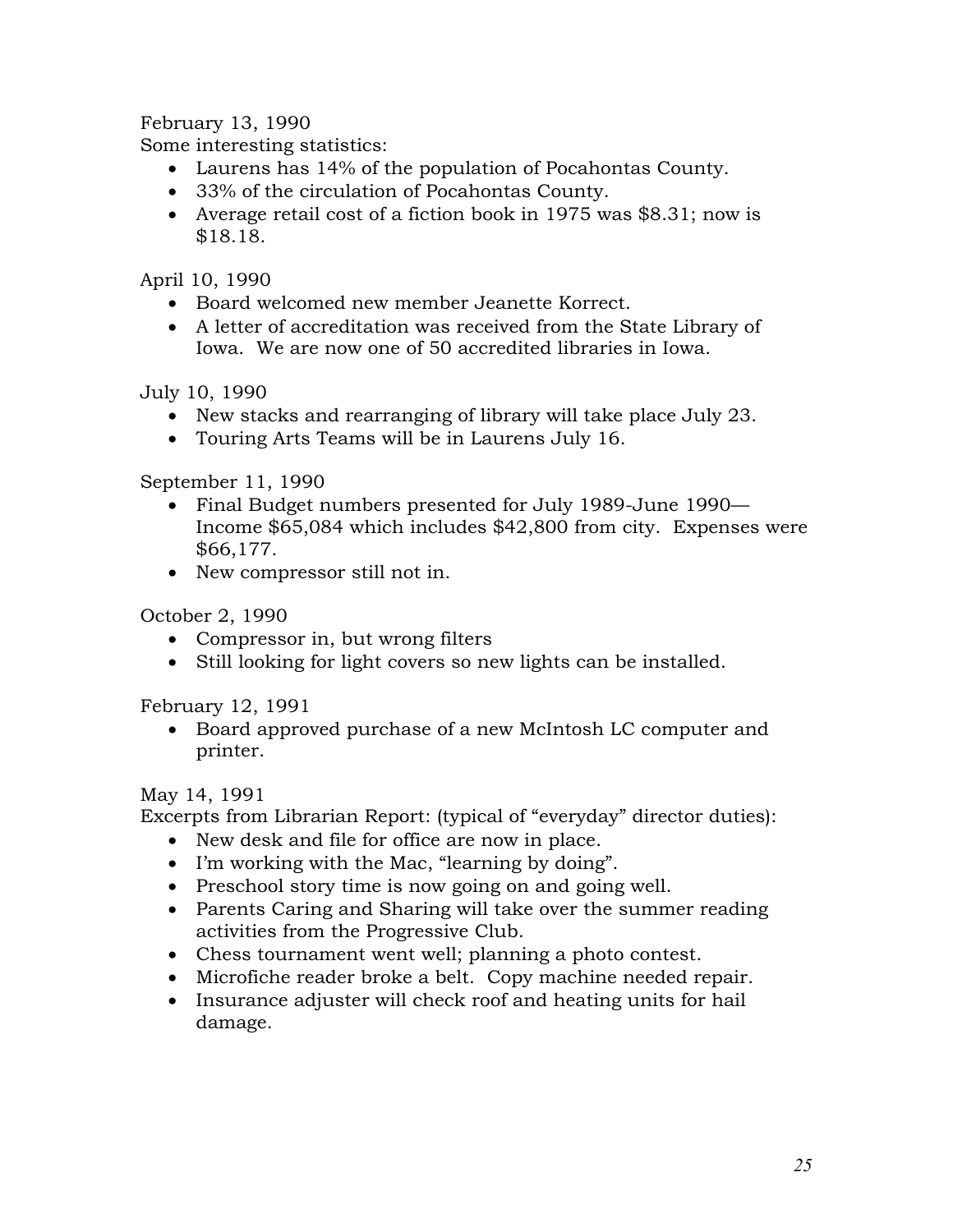February 13, 1990
Some interesting statistics:

- Laurens has 14% of the population of Pocahontas County.
- 33% of the circulation of Pocahontas County.
- Average retail cost of a fiction book in 1975 was $8.31; now is $18.18.

April 10, 1990

- Board welcomed new member Jeanette Korrect.
- A letter of accreditation was received from the State Library of Iowa. We are now one of 50 accredited libraries in Iowa.

July 10, 1990

- New stacks and rearranging of library will take place July 23.
- Touring Arts Teams will be in Laurens July 16.

September 11, 1990

- Final Budget numbers presented for July 1989-June 1990—Income $65,084 which includes $42,800 from city. Expenses were $66,177.
- New compressor still not in.

October 2, 1990

- Compressor in, but wrong filters
- Still looking for light covers so new lights can be installed.

February 12, 1991

- Board approved purchase of a new McIntosh LC computer and printer.

May 14, 1991
Excerpts from Librarian Report: (typical of "everyday" director duties):

- New desk and file for office are now in place.
- I'm working with the Mac, "learning by doing".
- Preschool story time is now going on and going well.
- Parents Caring and Sharing will take over the summer reading activities from the Progressive Club.
- Chess tournament went well; planning a photo contest.
- Microfiche reader broke a belt. Copy machine needed repair.
- Insurance adjuster will check roof and heating units for hail damage.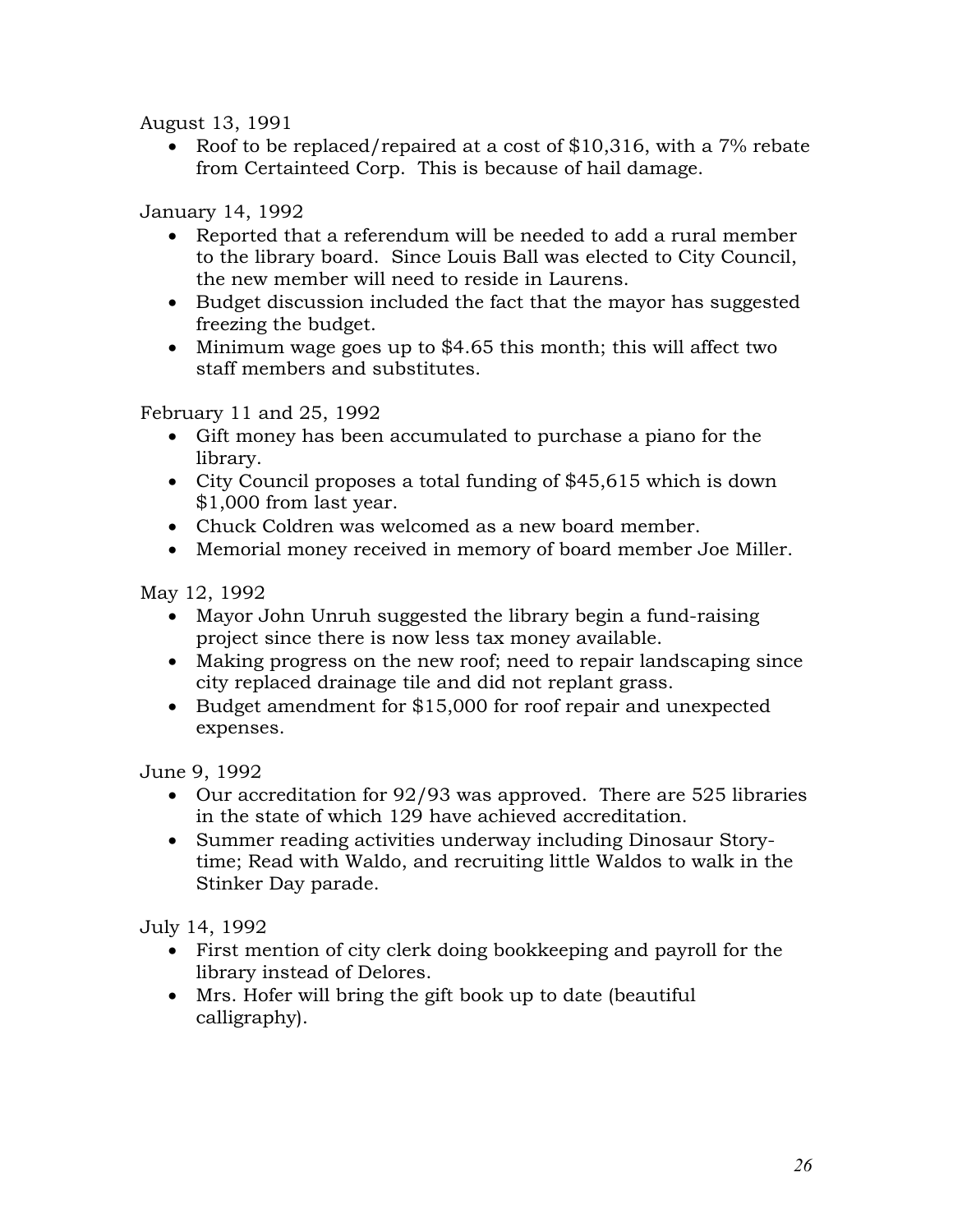August 13, 1991

- Roof to be replaced/repaired at a cost of $10,316, with a 7% rebate from Certainteed Corp. This is because of hail damage.

January 14, 1992

- Reported that a referendum will be needed to add a rural member to the library board. Since Louis Ball was elected to City Council, the new member will need to reside in Laurens.
- Budget discussion included the fact that the mayor has suggested freezing the budget.
- Minimum wage goes up to $4.65 this month; this will affect two staff members and substitutes.

February 11 and 25, 1992

- Gift money has been accumulated to purchase a piano for the library.
- City Council proposes a total funding of $45,615 which is down $1,000 from last year.
- Chuck Coldren was welcomed as a new board member.
- Memorial money received in memory of board member Joe Miller.

May 12, 1992

- Mayor John Unruh suggested the library begin a fund-raising project since there is now less tax money available.
- Making progress on the new roof; need to repair landscaping since city replaced drainage tile and did not replant grass.
- Budget amendment for $15,000 for roof repair and unexpected expenses.

June 9, 1992

- Our accreditation for 92/93 was approved. There are 525 libraries in the state of which 129 have achieved accreditation.
- Summer reading activities underway including Dinosaur Story-time; Read with Waldo, and recruiting little Waldos to walk in the Stinker Day parade.

July 14, 1992

- First mention of city clerk doing bookkeeping and payroll for the library instead of Delores.
- Mrs. Hofer will bring the gift book up to date (beautiful calligraphy).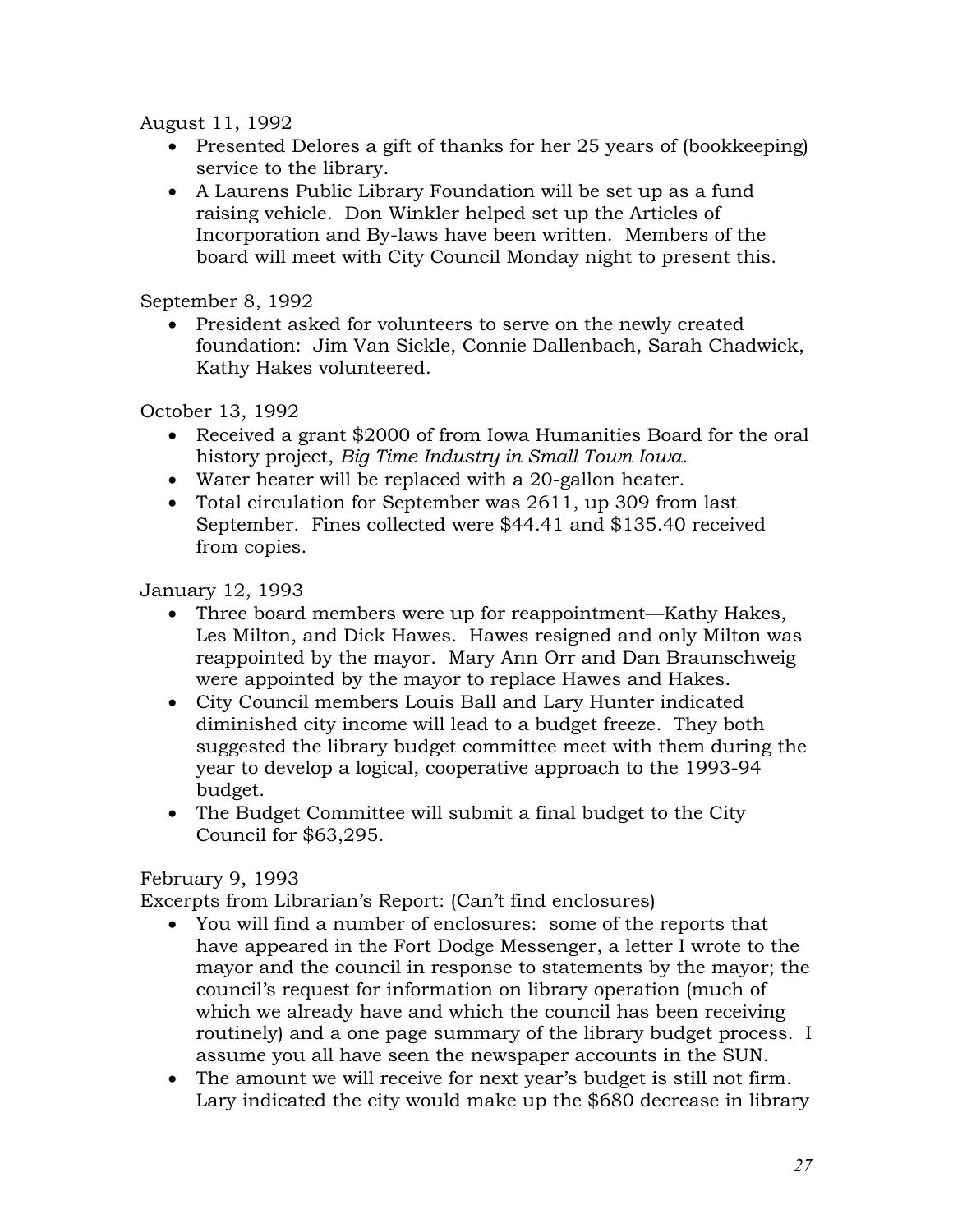August 11, 1992

- Presented Delores a gift of thanks for her 25 years of (bookkeeping) service to the library.
- A Laurens Public Library Foundation will be set up as a fund raising vehicle. Don Winkler helped set up the Articles of Incorporation and By-laws have been written. Members of the board will meet with City Council Monday night to present this.

September 8, 1992

- President asked for volunteers to serve on the newly created foundation: Jim Van Sickle, Connie Dallenbach, Sarah Chadwick, Kathy Hakes volunteered.

October 13, 1992

- Received a grant $2000 of from Iowa Humanities Board for the oral history project, *Big Time Industry in Small Town Iowa*.
- Water heater will be replaced with a 20-gallon heater.
- Total circulation for September was 2611, up 309 from last September. Fines collected were $44.41 and $135.40 received from copies.

January 12, 1993

- Three board members were up for reappointment—Kathy Hakes, Les Milton, and Dick Hawes. Hawes resigned and only Milton was reappointed by the mayor. Mary Ann Orr and Dan Braunschweig were appointed by the mayor to replace Hawes and Hakes.
- City Council members Louis Ball and Lary Hunter indicated diminished city income will lead to a budget freeze. They both suggested the library budget committee meet with them during the year to develop a logical, cooperative approach to the 1993-94 budget.
- The Budget Committee will submit a final budget to the City Council for $63,295.

February 9, 1993

Excerpts from Librarian's Report: (Can't find enclosures)

- You will find a number of enclosures: some of the reports that have appeared in the Fort Dodge Messenger, a letter I wrote to the mayor and the council in response to statements by the mayor; the council's request for information on library operation (much of which we already have and which the council has been receiving routinely) and a one page summary of the library budget process. I assume you all have seen the newspaper accounts in the SUN.
- The amount we will receive for next year's budget is still not firm. Lary indicated the city would make up the $680 decrease in library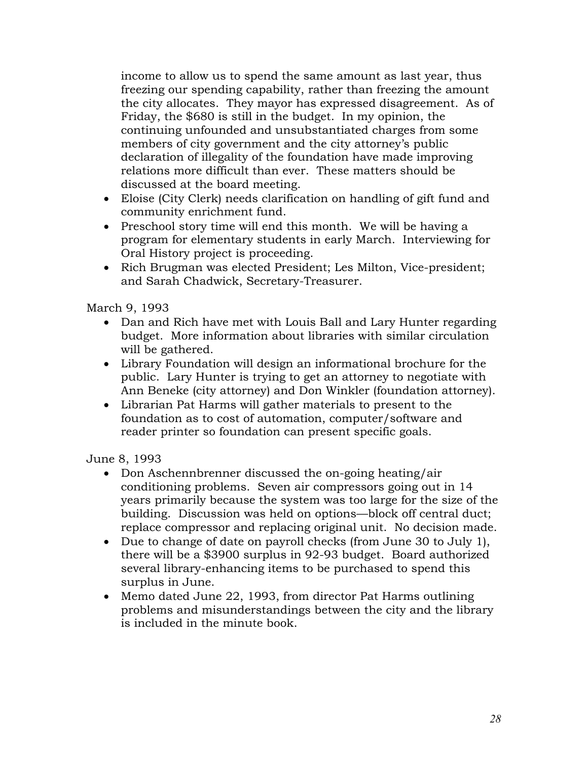income to allow us to spend the same amount as last year, thus freezing our spending capability, rather than freezing the amount the city allocates. They mayor has expressed disagreement. As of Friday, the $680 is still in the budget. In my opinion, the continuing unfounded and unsubstantiated charges from some members of city government and the city attorney's public declaration of illegality of the foundation have made improving relations more difficult than ever. These matters should be discussed at the board meeting.

- Eloise (City Clerk) needs clarification on handling of gift fund and community enrichment fund.
- Preschool story time will end this month. We will be having a program for elementary students in early March. Interviewing for Oral History project is proceeding.
- Rich Brugman was elected President; Les Milton, Vice-president; and Sarah Chadwick, Secretary-Treasurer.

March 9, 1993

- Dan and Rich have met with Louis Ball and Lary Hunter regarding budget. More information about libraries with similar circulation will be gathered.
- Library Foundation will design an informational brochure for the public. Lary Hunter is trying to get an attorney to negotiate with Ann Beneke (city attorney) and Don Winkler (foundation attorney).
- Librarian Pat Harms will gather materials to present to the foundation as to cost of automation, computer/software and reader printer so foundation can present specific goals.

June 8, 1993

- Don Aschennbrenner discussed the on-going heating/air conditioning problems. Seven air compressors going out in 14 years primarily because the system was too large for the size of the building. Discussion was held on options—block off central duct; replace compressor and replacing original unit. No decision made.
- Due to change of date on payroll checks (from June 30 to July 1), there will be a $3900 surplus in 92-93 budget. Board authorized several library-enhancing items to be purchased to spend this surplus in June.
- Memo dated June 22, 1993, from director Pat Harms outlining problems and misunderstandings between the city and the library is included in the minute book.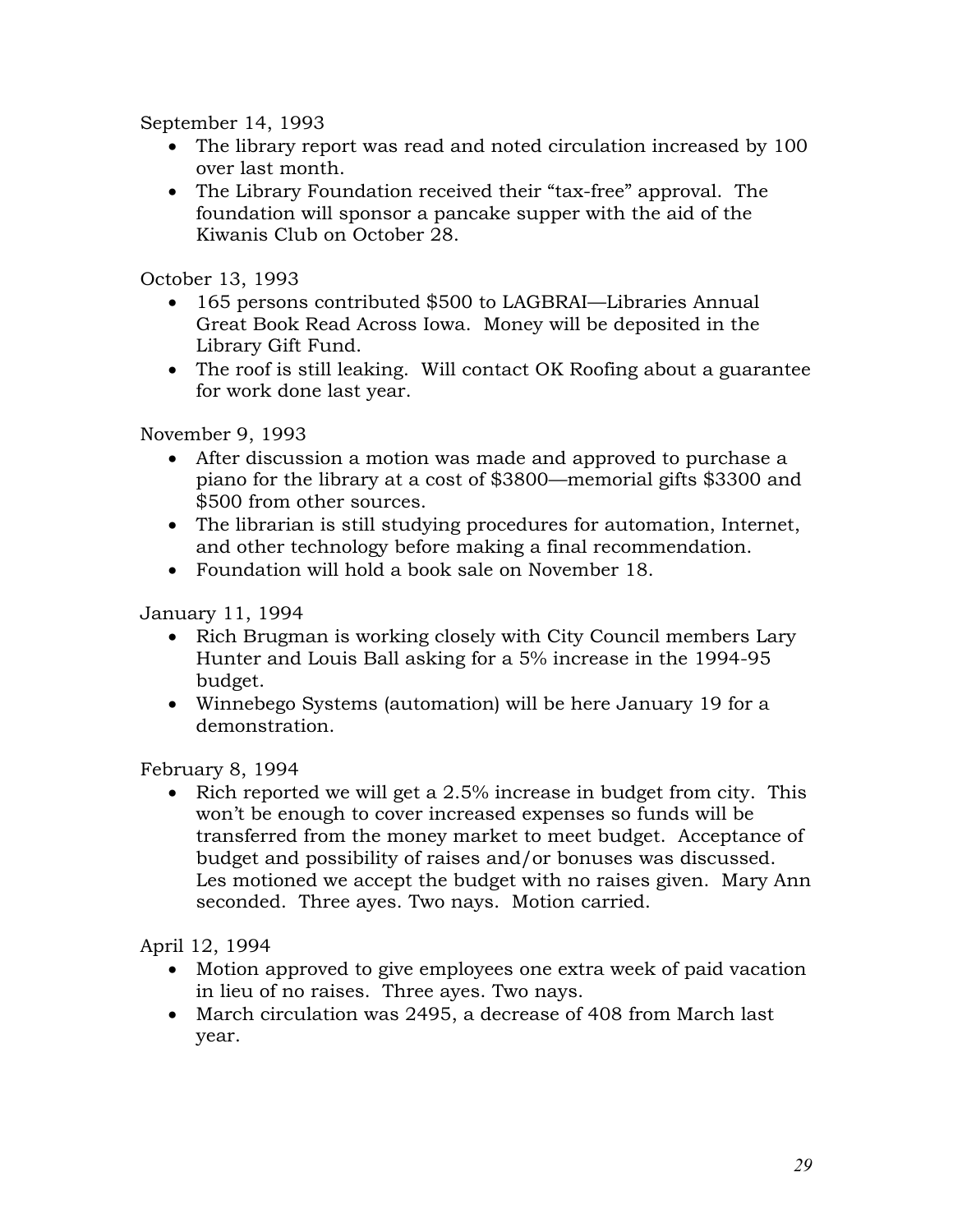September 14, 1993

- The library report was read and noted circulation increased by 100 over last month.
- The Library Foundation received their "tax-free" approval. The foundation will sponsor a pancake supper with the aid of the Kiwanis Club on October 28.

October 13, 1993

- 165 persons contributed $500 to LAGBRAI—Libraries Annual Great Book Read Across Iowa. Money will be deposited in the Library Gift Fund.
- The roof is still leaking. Will contact OK Roofing about a guarantee for work done last year.

November 9, 1993

- After discussion a motion was made and approved to purchase a piano for the library at a cost of $3800—memorial gifts $3300 and $500 from other sources.
- The librarian is still studying procedures for automation, Internet, and other technology before making a final recommendation.
- Foundation will hold a book sale on November 18.

January 11, 1994

- Rich Brugman is working closely with City Council members Lary Hunter and Louis Ball asking for a 5% increase in the 1994-95 budget.
- Winnebego Systems (automation) will be here January 19 for a demonstration.

February 8, 1994

- Rich reported we will get a 2.5% increase in budget from city. This won't be enough to cover increased expenses so funds will be transferred from the money market to meet budget. Acceptance of budget and possibility of raises and/or bonuses was discussed. Les motioned we accept the budget with no raises given. Mary Ann seconded. Three ayes. Two nays. Motion carried.

April 12, 1994

- Motion approved to give employees one extra week of paid vacation in lieu of no raises. Three ayes. Two nays.
- March circulation was 2495, a decrease of 408 from March last year.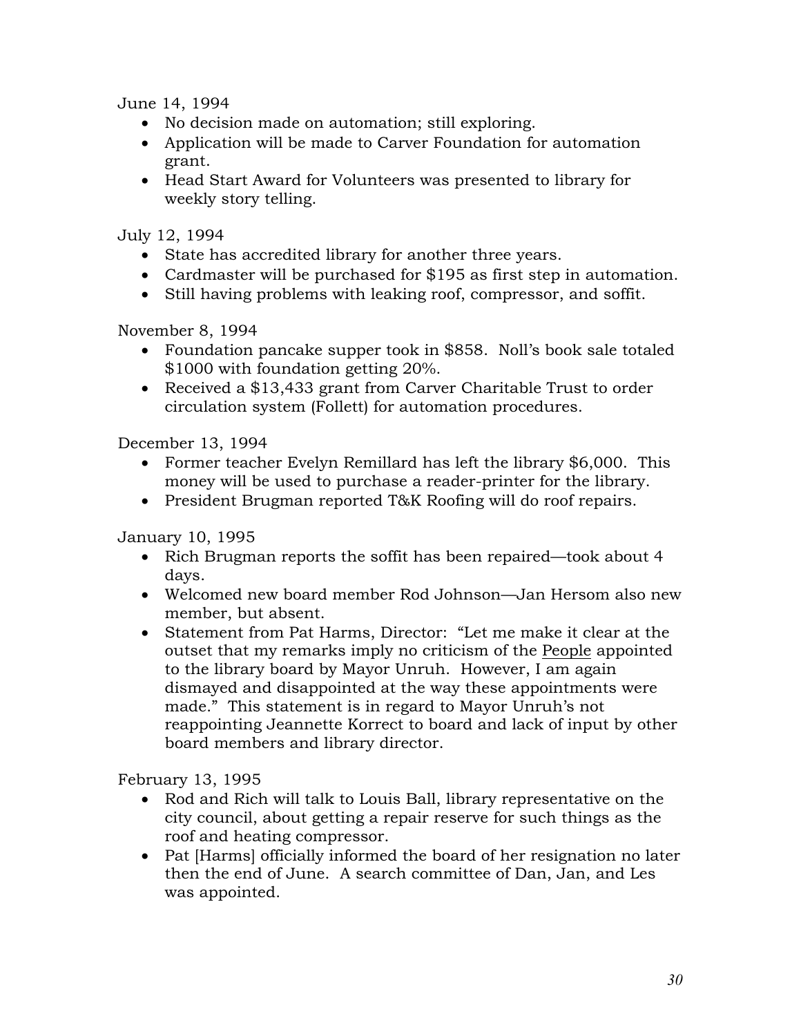June 14, 1994

- No decision made on automation; still exploring.
- Application will be made to Carver Foundation for automation grant.
- Head Start Award for Volunteers was presented to library for weekly story telling.

July 12, 1994

- State has accredited library for another three years.
- Cardmaster will be purchased for $195 as first step in automation.
- Still having problems with leaking roof, compressor, and soffit.

November 8, 1994

- Foundation pancake supper took in $858. Noll's book sale totaled $1000 with foundation getting 20%.
- Received a $13,433 grant from Carver Charitable Trust to order circulation system (Follett) for automation procedures.

December 13, 1994

- Former teacher Evelyn Remillard has left the library $6,000. This money will be used to purchase a reader-printer for the library.
- President Brugman reported T&K Roofing will do roof repairs.

January 10, 1995

- Rich Brugman reports the soffit has been repaired—took about 4 days.
- Welcomed new board member Rod Johnson—Jan Hersom also new member, but absent.
- Statement from Pat Harms, Director: "Let me make it clear at the outset that my remarks imply no criticism of the <u>People</u> appointed to the library board by Mayor Unruh. However, I am again dismayed and disappointed at the way these appointments were made." This statement is in regard to Mayor Unruh's not reappointing Jeannette Korrect to board and lack of input by other board members and library director.

February 13, 1995

- Rod and Rich will talk to Louis Ball, library representative on the city council, about getting a repair reserve for such things as the roof and heating compressor.
- Pat [Harms] officially informed the board of her resignation no later then the end of June. A search committee of Dan, Jan, and Les was appointed.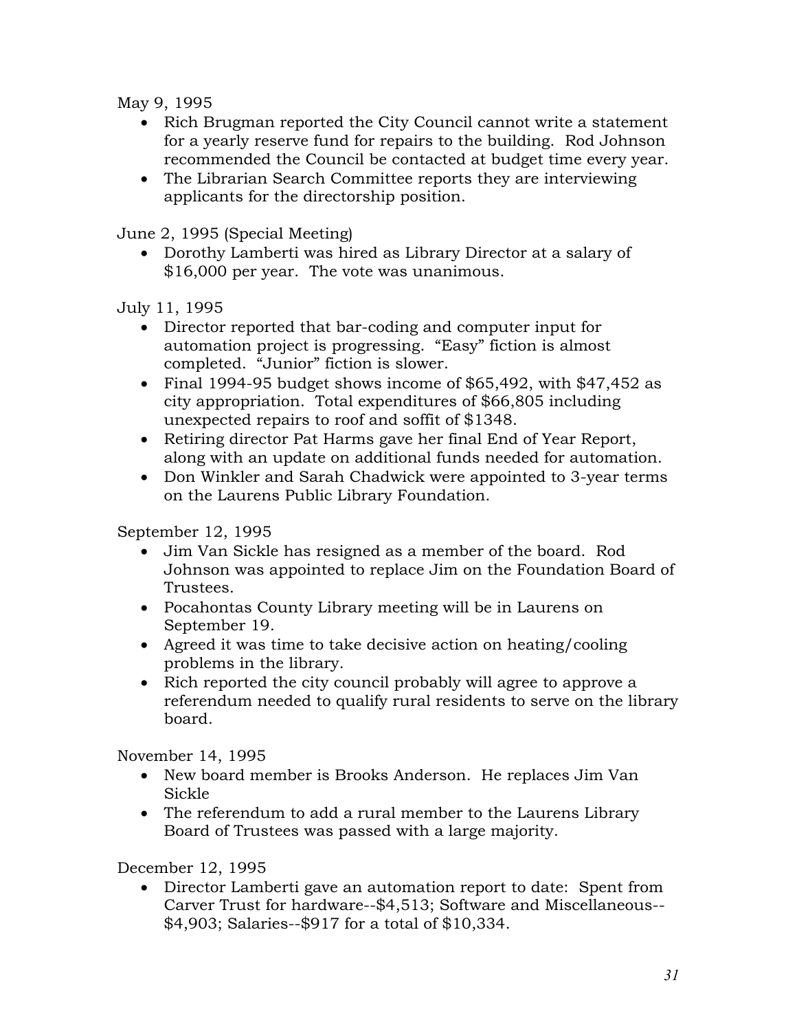May 9, 1995

- Rich Brugman reported the City Council cannot write a statement for a yearly reserve fund for repairs to the building. Rod Johnson recommended the Council be contacted at budget time every year.
- The Librarian Search Committee reports they are interviewing applicants for the directorship position.

June 2, 1995 (Special Meeting)

- Dorothy Lamberti was hired as Library Director at a salary of $16,000 per year. The vote was unanimous.

July 11, 1995

- Director reported that bar-coding and computer input for automation project is progressing. "Easy" fiction is almost completed. "Junior" fiction is slower.
- Final 1994-95 budget shows income of $65,492, with $47,452 as city appropriation. Total expenditures of $66,805 including unexpected repairs to roof and soffit of $1348.
- Retiring director Pat Harms gave her final End of Year Report, along with an update on additional funds needed for automation.
- Don Winkler and Sarah Chadwick were appointed to 3-year terms on the Laurens Public Library Foundation.

September 12, 1995

- Jim Van Sickle has resigned as a member of the board. Rod Johnson was appointed to replace Jim on the Foundation Board of Trustees.
- Pocahontas County Library meeting will be in Laurens on September 19.
- Agreed it was time to take decisive action on heating/cooling problems in the library.
- Rich reported the city council probably will agree to approve a referendum needed to qualify rural residents to serve on the library board.

November 14, 1995

- New board member is Brooks Anderson. He replaces Jim Van Sickle
- The referendum to add a rural member to the Laurens Library Board of Trustees was passed with a large majority.

December 12, 1995

- Director Lamberti gave an automation report to date: Spent from Carver Trust for hardware--$4,513; Software and Miscellaneous--$4,903; Salaries--$917 for a total of $10,334.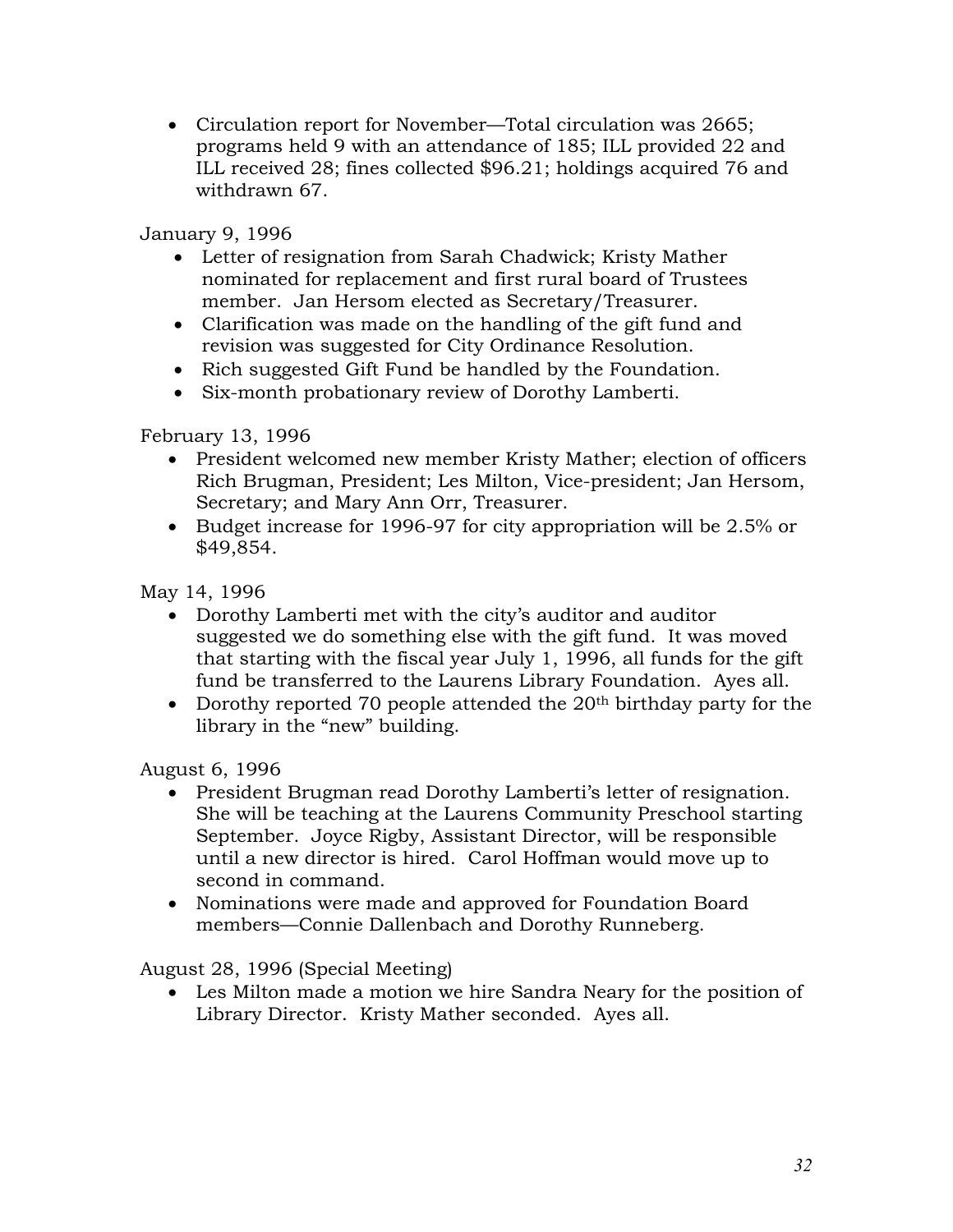- Circulation report for November—Total circulation was 2665; programs held 9 with an attendance of 185; ILL provided 22 and ILL received 28; fines collected $96.21; holdings acquired 76 and withdrawn 67.

January 9, 1996

- Letter of resignation from Sarah Chadwick; Kristy Mather nominated for replacement and first rural board of Trustees member. Jan Hersom elected as Secretary/Treasurer.
- Clarification was made on the handling of the gift fund and revision was suggested for City Ordinance Resolution.
- Rich suggested Gift Fund be handled by the Foundation.
- Six-month probationary review of Dorothy Lamberti.

February 13, 1996

- President welcomed new member Kristy Mather; election of officers Rich Brugman, President; Les Milton, Vice-president; Jan Hersom, Secretary; and Mary Ann Orr, Treasurer.
- Budget increase for 1996-97 for city appropriation will be 2.5% or $49,854.

May 14, 1996

- Dorothy Lamberti met with the city's auditor and auditor suggested we do something else with the gift fund. It was moved that starting with the fiscal year July 1, 1996, all funds for the gift fund be transferred to the Laurens Library Foundation. Ayes all.
- Dorothy reported 70 people attended the 20th birthday party for the library in the "new" building.

August 6, 1996

- President Brugman read Dorothy Lamberti's letter of resignation. She will be teaching at the Laurens Community Preschool starting September. Joyce Rigby, Assistant Director, will be responsible until a new director is hired. Carol Hoffman would move up to second in command.
- Nominations were made and approved for Foundation Board members—Connie Dallenbach and Dorothy Runneberg.

August 28, 1996 (Special Meeting)

- Les Milton made a motion we hire Sandra Neary for the position of Library Director. Kristy Mather seconded. Ayes all.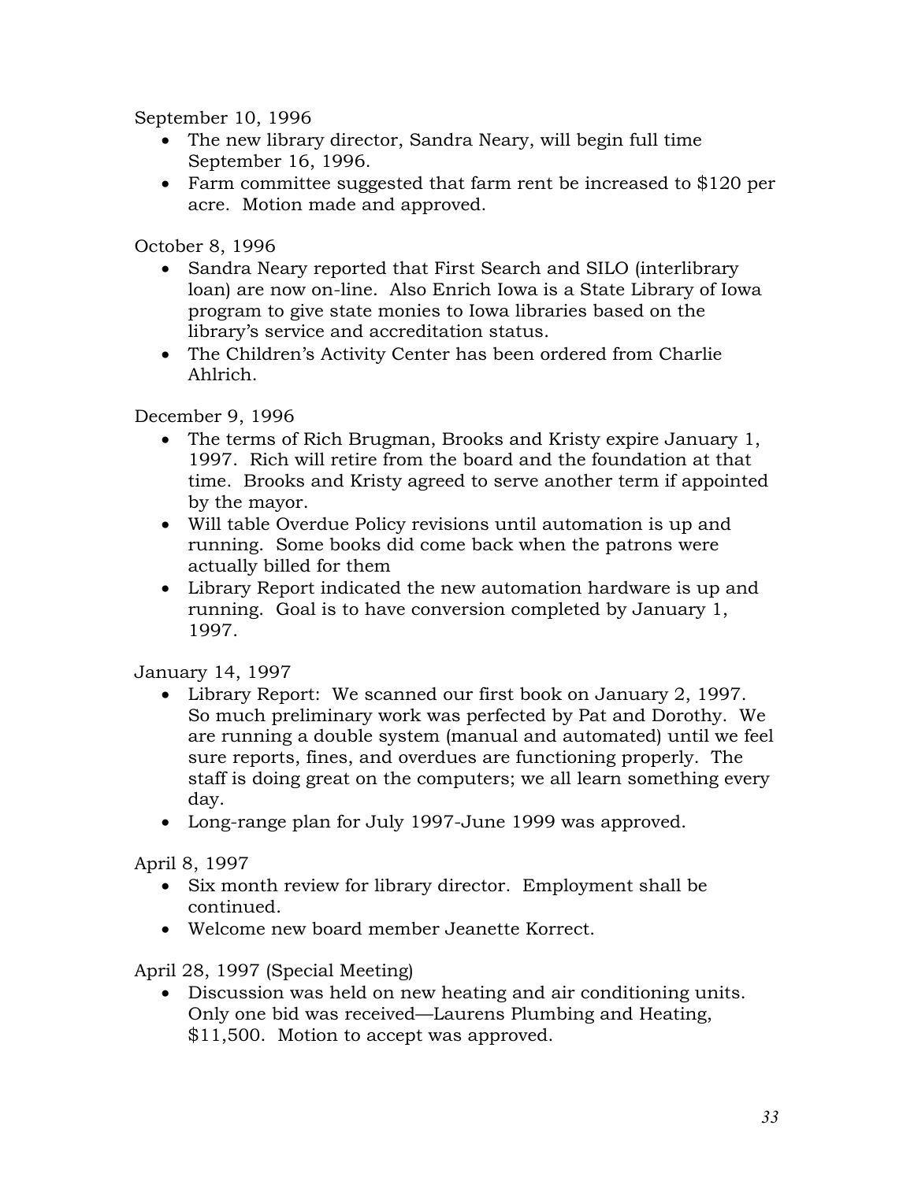September 10, 1996

- The new library director, Sandra Neary, will begin full time September 16, 1996.
- Farm committee suggested that farm rent be increased to $120 per acre. Motion made and approved.

October 8, 1996

- Sandra Neary reported that First Search and SILO (interlibrary loan) are now on-line. Also Enrich Iowa is a State Library of Iowa program to give state monies to Iowa libraries based on the library's service and accreditation status.
- The Children's Activity Center has been ordered from Charlie Ahlrich.

December 9, 1996

- The terms of Rich Brugman, Brooks and Kristy expire January 1, 1997. Rich will retire from the board and the foundation at that time. Brooks and Kristy agreed to serve another term if appointed by the mayor.
- Will table Overdue Policy revisions until automation is up and running. Some books did come back when the patrons were actually billed for them
- Library Report indicated the new automation hardware is up and running. Goal is to have conversion completed by January 1, 1997.

January 14, 1997

- Library Report: We scanned our first book on January 2, 1997. So much preliminary work was perfected by Pat and Dorothy. We are running a double system (manual and automated) until we feel sure reports, fines, and overdues are functioning properly. The staff is doing great on the computers; we all learn something every day.
- Long-range plan for July 1997-June 1999 was approved.

April 8, 1997

- Six month review for library director. Employment shall be continued.
- Welcome new board member Jeanette Korrect.

April 28, 1997 (Special Meeting)

- Discussion was held on new heating and air conditioning units. Only one bid was received—Laurens Plumbing and Heating, $11,500. Motion to accept was approved.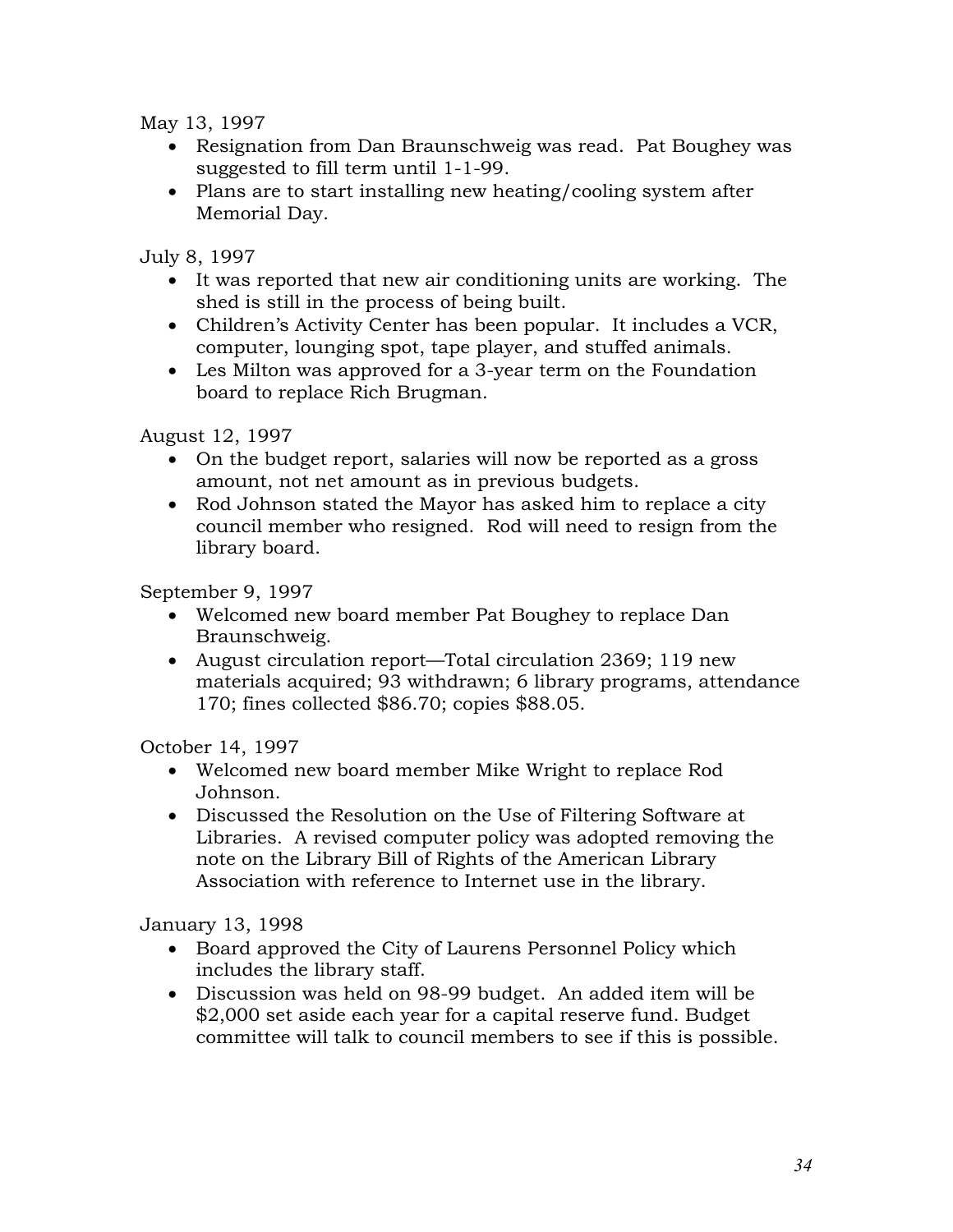May 13, 1997

- Resignation from Dan Braunschweig was read. Pat Boughey was suggested to fill term until 1-1-99.
- Plans are to start installing new heating/cooling system after Memorial Day.

July 8, 1997

- It was reported that new air conditioning units are working. The shed is still in the process of being built.
- Children's Activity Center has been popular. It includes a VCR, computer, lounging spot, tape player, and stuffed animals.
- Les Milton was approved for a 3-year term on the Foundation board to replace Rich Brugman.

August 12, 1997

- On the budget report, salaries will now be reported as a gross amount, not net amount as in previous budgets.
- Rod Johnson stated the Mayor has asked him to replace a city council member who resigned. Rod will need to resign from the library board.

September 9, 1997

- Welcomed new board member Pat Boughey to replace Dan Braunschweig.
- August circulation report—Total circulation 2369; 119 new materials acquired; 93 withdrawn; 6 library programs, attendance 170; fines collected $86.70; copies $88.05.

October 14, 1997

- Welcomed new board member Mike Wright to replace Rod Johnson.
- Discussed the Resolution on the Use of Filtering Software at Libraries. A revised computer policy was adopted removing the note on the Library Bill of Rights of the American Library Association with reference to Internet use in the library.

January 13, 1998

- Board approved the City of Laurens Personnel Policy which includes the library staff.
- Discussion was held on 98-99 budget. An added item will be $2,000 set aside each year for a capital reserve fund. Budget committee will talk to council members to see if this is possible.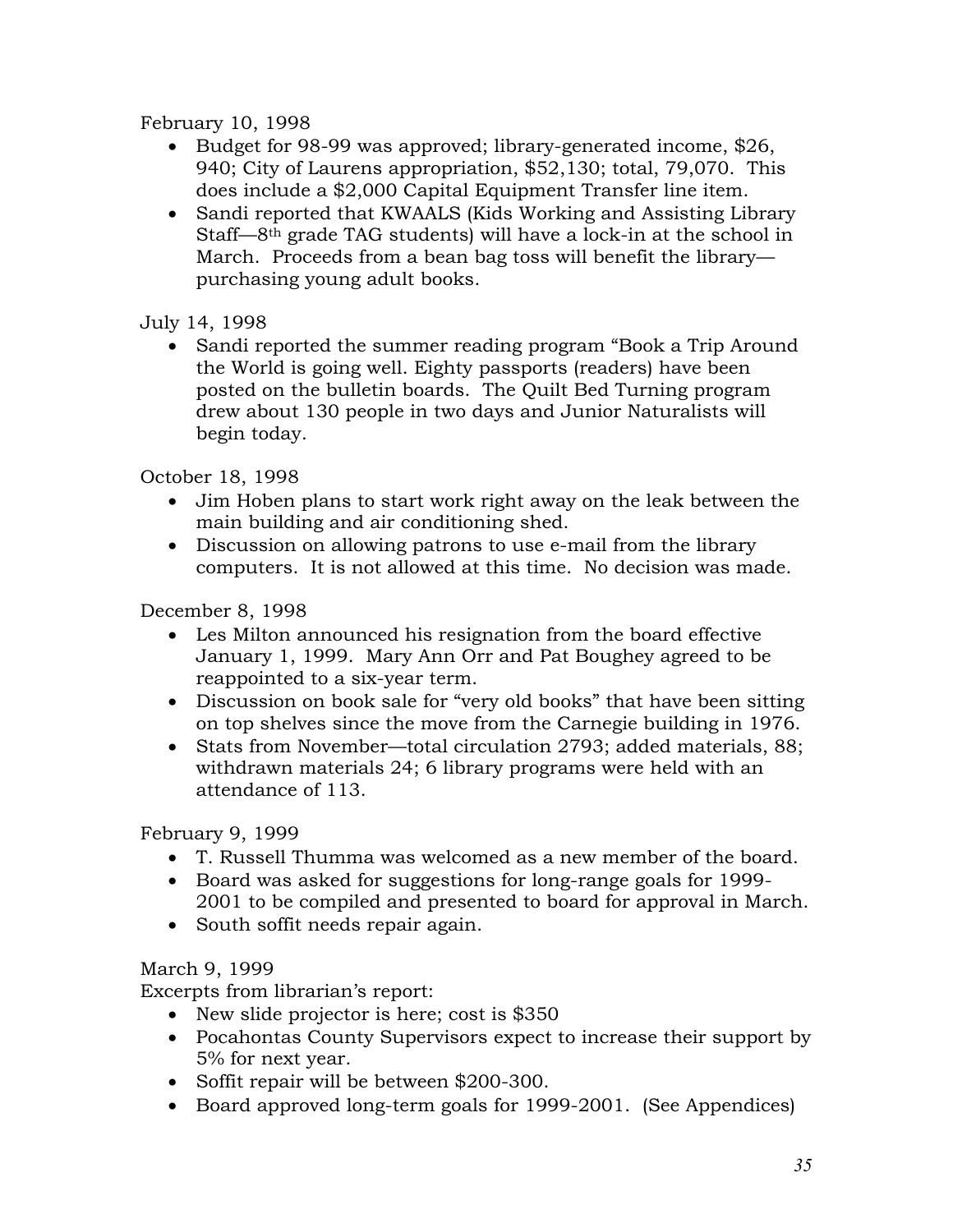February 10, 1998

- Budget for 98-99 was approved; library-generated income, $26, 940; City of Laurens appropriation, $52,130; total, 79,070. This does include a $2,000 Capital Equipment Transfer line item.
- Sandi reported that KWAALS (Kids Working and Assisting Library Staff—8th grade TAG students) will have a lock-in at the school in March. Proceeds from a bean bag toss will benefit the library—purchasing young adult books.

July 14, 1998

- Sandi reported the summer reading program "Book a Trip Around the World is going well. Eighty passports (readers) have been posted on the bulletin boards. The Quilt Bed Turning program drew about 130 people in two days and Junior Naturalists will begin today.

October 18, 1998

- Jim Hoben plans to start work right away on the leak between the main building and air conditioning shed.
- Discussion on allowing patrons to use e-mail from the library computers. It is not allowed at this time. No decision was made.

December 8, 1998

- Les Milton announced his resignation from the board effective January 1, 1999. Mary Ann Orr and Pat Boughey agreed to be reappointed to a six-year term.
- Discussion on book sale for "very old books" that have been sitting on top shelves since the move from the Carnegie building in 1976.
- Stats from November—total circulation 2793; added materials, 88; withdrawn materials 24; 6 library programs were held with an attendance of 113.

February 9, 1999

- T. Russell Thumma was welcomed as a new member of the board.
- Board was asked for suggestions for long-range goals for 1999-2001 to be compiled and presented to board for approval in March.
- South soffit needs repair again.

March 9, 1999

Excerpts from librarian's report:

- New slide projector is here; cost is $350
- Pocahontas County Supervisors expect to increase their support by 5% for next year.
- Soffit repair will be between $200-300.
- Board approved long-term goals for 1999-2001. (See Appendices)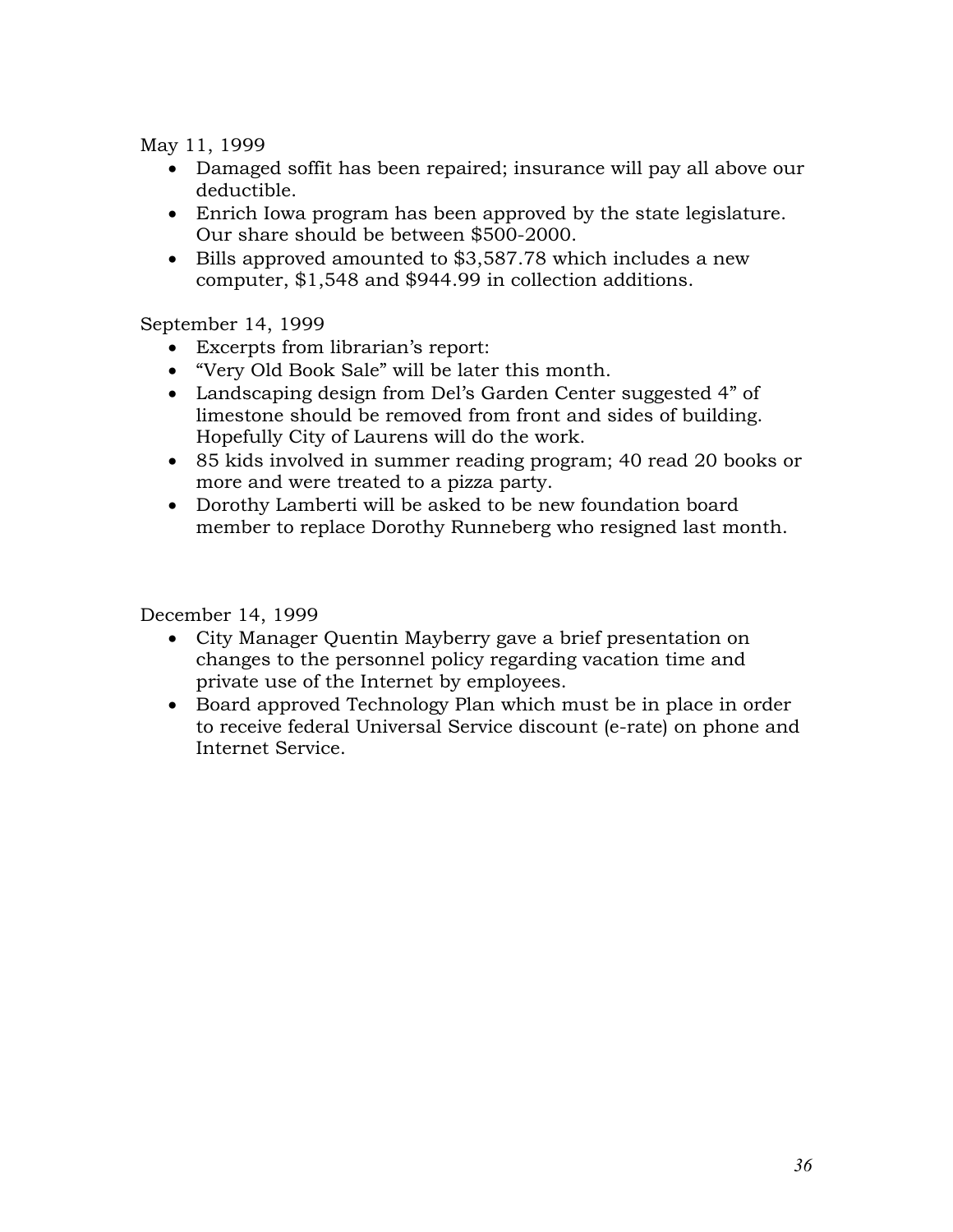May 11, 1999

- Damaged soffit has been repaired; insurance will pay all above our deductible.
- Enrich Iowa program has been approved by the state legislature. Our share should be between $500-2000.
- Bills approved amounted to $3,587.78 which includes a new computer, $1,548 and $944.99 in collection additions.

September 14, 1999

- Excerpts from librarian's report:
- "Very Old Book Sale" will be later this month.
- Landscaping design from Del's Garden Center suggested 4" of limestone should be removed from front and sides of building. Hopefully City of Laurens will do the work.
- 85 kids involved in summer reading program; 40 read 20 books or more and were treated to a pizza party.
- Dorothy Lamberti will be asked to be new foundation board member to replace Dorothy Runneberg who resigned last month.

December 14, 1999

- City Manager Quentin Mayberry gave a brief presentation on changes to the personnel policy regarding vacation time and private use of the Internet by employees.
- Board approved Technology Plan which must be in place in order to receive federal Universal Service discount (e-rate) on phone and Internet Service.